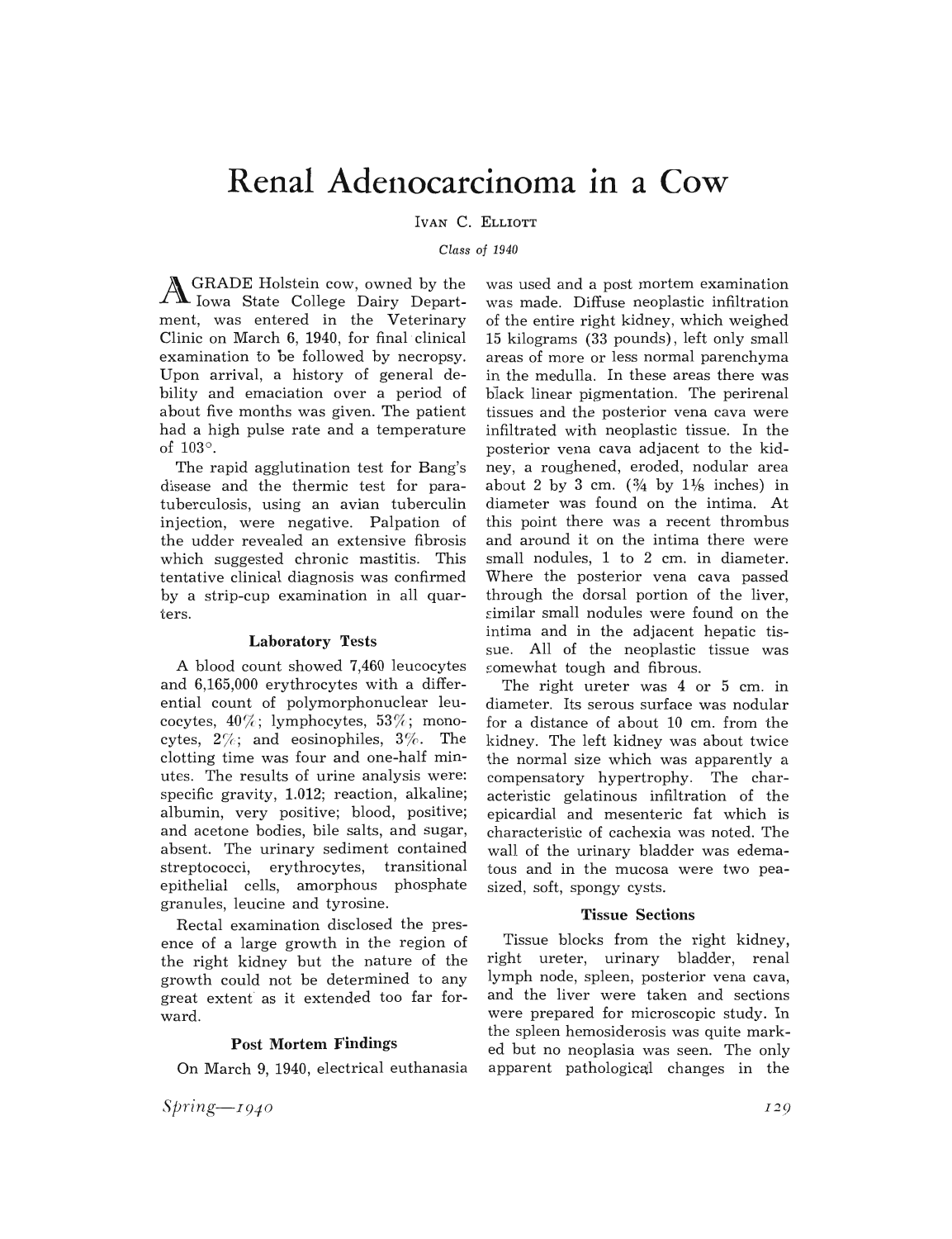# Renal Adenocarcinoma in a Cow

IVAN C. ELLIOTT

*Class of 1940*

A GRADE Holstein cow, owned by the Iowa State College Dairy Department, was entered in the Veterinary Clinic on March 6, 1940, for final clinical examination to be followed by necropsy. Upon arrival, a history of general debility and emaciation over a period of about five months was given. The patient had a high pulse rate and a temperature of 103°.

The rapid agglutination test for Bang's disease and the thermic test for paratuberculosis, using an avian tuberculin injection, were negative. Palpation of the udder revealed an extensive fibrosis which suggested chronic mastitis. This tentative clinical diagnosis was confirmed by a strip-cup examination in all quarters.

### Laboratory Tests

A blood count showed 7,460 leucocytes and 6,165,000 erythrocytes with a differential count of polymorphonuclear leucocytes, 40%; lymphocytes, 53%; monocytes, 2%; and eosinophiles, 3%. The clotting time was four and one-half minutes. The results of urine analysis were: specific gravity, 1.012; reaction, alkaline; albumin, very positive; blood, positive; and acetone bodies, bile salts, and sugar, absent. The urinary sediment contained streptococci, erythrocytes, transitional epithelial cells, amorphous phosphate granules, leucine and tyrosine.

Rectal examination disclosed the presence of a large growth in the region of the right kidney but the nature of the growth could not be determined to any great extent as it extended too far forward.

### Post Mortem Findings

On March 9, 1940, electrical euthanasia was used and a post mortem examination was made. Diffuse neoplastic infiltration of the entire right kidney, which weighed 15 kilograms (33 pounds), left only small areas of more or less normal parenchyma in the medulla. In these areas there was black linear pigmentation. The perirenal tissues and the posterior vena cava were infiltrated with neoplastic tissue. In the posterior vena cava adjacent to the kidney, a roughened, eroded, nodular area about 2 by 3 cm. (¾ by 1⅛ inches) in diameter was found on the intima. At this point there was a recent thrombus and around it on the intima there were small nodules, 1 to 2 cm. in diameter. Where the posterior vena cava passed through the dorsal portion of the liver, similar small nodules were found on the intima and in the adjacent hepatic tissue. All of the neoplastic tissue was somewhat tough and fibrous.

The right ureter was 4 or 5 cm. in diameter. Its serous surface was nodular for a distance of about 10 cm. from the kidney. The left kidney was about twice the normal size which was apparently a compensatory hypertrophy. The characteristic gelatinous infiltration of the epicardial and mesenteric fat which is characteristic of cachexia was noted. The wall of the urinary bladder was edematous and in the mucosa were two pea-sized, soft, spongy cysts.

### Tissue Sections

Tissue blocks from the right kidney, right ureter, urinary bladder, renal lymph node, spleen, posterior vena cava, and the liver were taken and sections were prepared for microscopic study. In the spleen hemosiderosis was quite marked but no neoplasia was seen. The only apparent pathological changes in the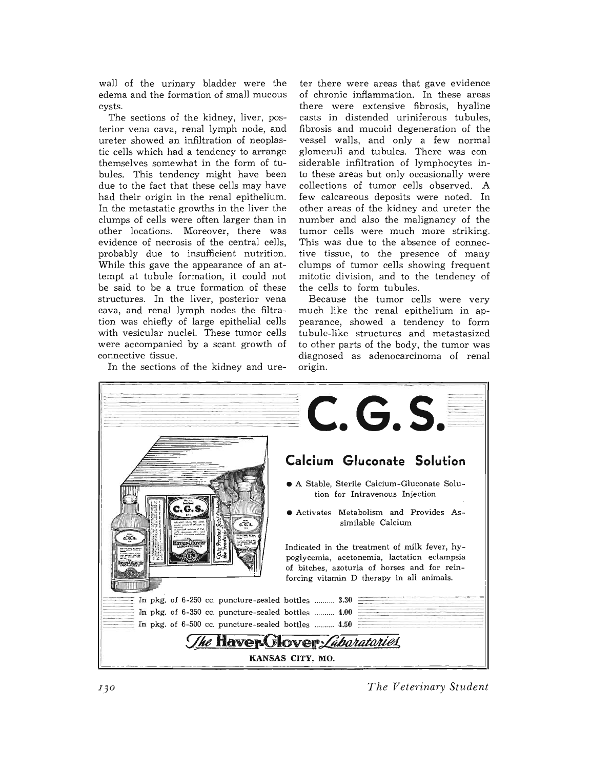wall of the urinary bladder were the edema and the formation of small mucous cysts.

The sections of the kidney, liver, posterior vena cava, renal lymph node, and ureter showed an infiltration of neoplastic cells which had a tendency to arrange themselves somewhat in the form of tubules. This tendency might have been due to the fact that these cells may have had their origin in the renal epithelium. In the metastatic growths in the liver the clumps of cells were often larger than in other locations. Moreover, there was evidence of necrosis of the central cells, probably due to insufficient nutrition. While this gave the appearance of an attempt at tubule formation, it could not be said to be a true formation of these structures. In the liver, posterior vena cava, and renal lymph nodes the filtration was chiefly of large epithelial cells with vesicular nuclei. These tumor cells were accompanied by a scant growth of connective tissue.

In the sections of the kidney and ureter there were areas that gave evidence of chronic inflammation. In these areas there were extensive fibrosis, hyaline casts in distended uriniferous tubules, fibrosis and mucoid degeneration of the vessel walls, and only a few normal glomeruli and tubules. There was considerable infiltration of lymphocytes into these areas but only occasionally were collections of tumor cells observed. A few calcareous deposits were noted. In other areas of the kidney and ureter the number and also the malignancy of the tumor cells were much more striking. This was due to the absence of connective tissue, to the presence of many clumps of tumor cells showing frequent mitotic division, and to the tendency of the cells to form tubules.

Because the tumor cells were very much like the renal epithelium in appearance, showed a tendency to form tubule-like structures and metastasized to other parts of the body, the tumor was diagnosed as adenocarcinoma of renal origin.

# C.G.S.

## Calcium Gluconate Solution

- A Stable, Sterile Calcium-Gluconate Solution for Intravenous Injection
- Activates Metabolism and Provides Assimilable Calcium

Indicated in the treatment of milk fever, hypoglycemia, acetonemia, lactation eclampsia of bitches, azoturia of horses and for reinforcing vitamin D therapy in all animals.

In pkg. of 6-250 cc. puncture-sealed bottles .......... 3.30

In pkg. of 6-350 cc. puncture-sealed bottles .......... 4.00

In pkg. of 6-500 cc. puncture-sealed bottles .......... 4.50

**The Haver-Glover Laboratories**

KANSAS CITY, MO.